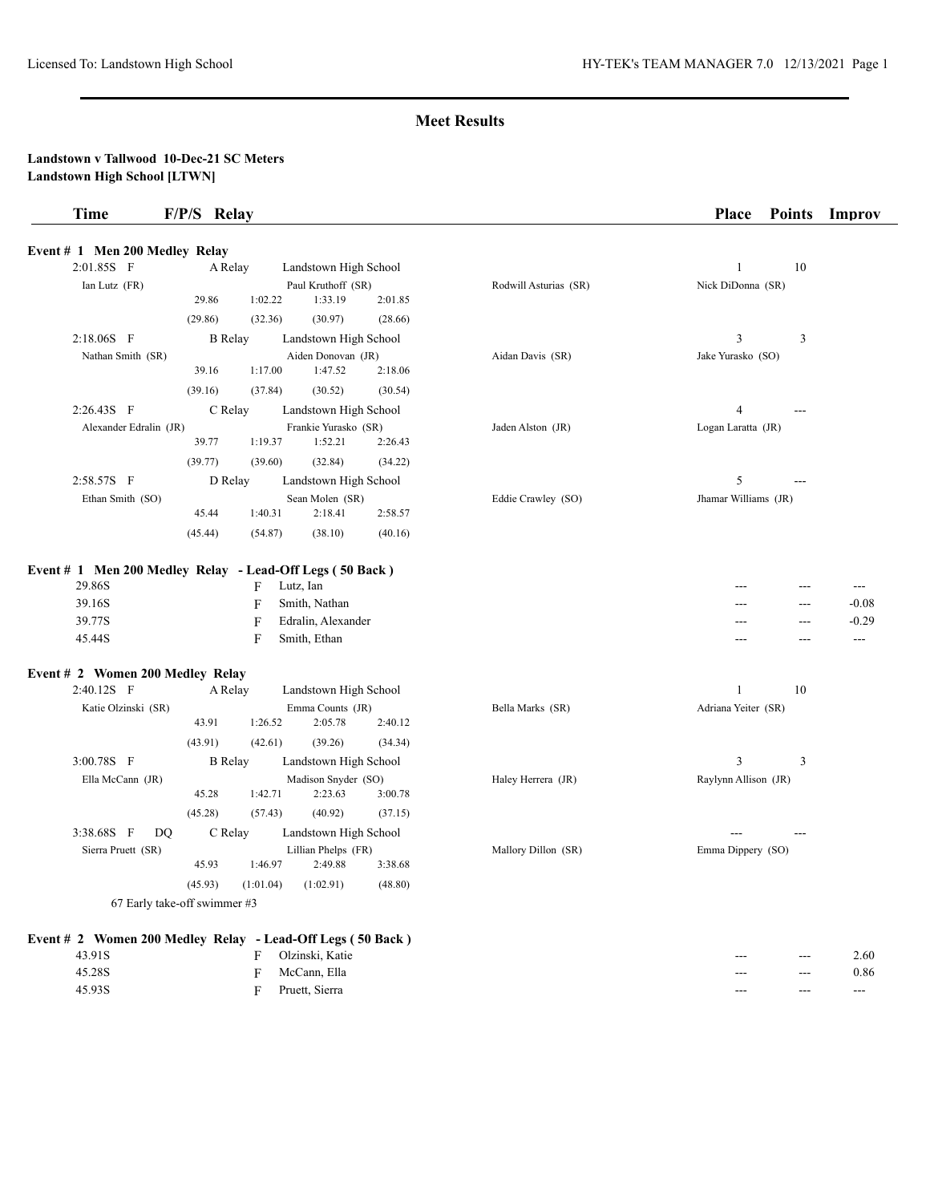## Meet Results

**Landstown v Tallwood 10-Dec-21 SC Meters**
**Landstown High School [LTWN]**

| Time | F/P/S | Relay | | Place | Points | Improv |
|---|---|---|---|---|---|---|

### Event # 1 Men 200 Medley Relay

| Time | F/P/S | Relay | Team | Place | Points | Improv |
|---|---|---|---|---|---|---|
| 2:01.85S | F | A Relay | Landstown High School | 1 | 10 | |

Ian Lutz (FR), Paul Kruthoff (SR), Rodwill Asturias (SR), Nick DiDonna (SR)
29.86, 1:02.22, 1:33.19, 2:01.85
(29.86) (32.36) (30.97) (28.66)

| Time | F/P/S | Relay | Team | Place | Points | Improv |
|---|---|---|---|---|---|---|
| 2:18.06S | F | B Relay | Landstown High School | 3 | 3 | |

Nathan Smith (SR), Aiden Donovan (JR), Aidan Davis (SR), Jake Yurasko (SO)
39.16, 1:17.00, 1:47.52, 2:18.06
(39.16) (37.84) (30.52) (30.54)

| Time | F/P/S | Relay | Team | Place | Points | Improv |
|---|---|---|---|---|---|---|
| 2:26.43S | F | C Relay | Landstown High School | 4 | --- | |

Alexander Edralin (JR), Frankie Yurasko (SR), Jaden Alston (JR), Logan Laratta (JR)
39.77, 1:19.37, 1:52.21, 2:26.43
(39.77) (39.60) (32.84) (34.22)

| Time | F/P/S | Relay | Team | Place | Points | Improv |
|---|---|---|---|---|---|---|
| 2:58.57S | F | D Relay | Landstown High School | 5 | --- | |

Ethan Smith (SO), Sean Molen (SR), Eddie Crawley (SO), Jhamar Williams (JR)
45.44, 1:40.31, 2:18.41, 2:58.57
(45.44) (54.87) (38.10) (40.16)

### Event # 1 Men 200 Medley Relay - Lead-Off Legs ( 50 Back )

| Time | F/P/S | Name | Place | Points | Improv |
|---|---|---|---|---|---|
| 29.86S | F | Lutz, Ian | --- | --- | --- |
| 39.16S | F | Smith, Nathan | --- | --- | -0.08 |
| 39.77S | F | Edralin, Alexander | --- | --- | -0.29 |
| 45.44S | F | Smith, Ethan | --- | --- | --- |

### Event # 2 Women 200 Medley Relay

| Time | F/P/S | Relay | Team | Place | Points | Improv |
|---|---|---|---|---|---|---|
| 2:40.12S | F | A Relay | Landstown High School | 1 | 10 | |

Katie Olzinski (SR), Emma Counts (JR), Bella Marks (SR), Adriana Yeiter (SR)
43.91, 1:26.52, 2:05.78, 2:40.12
(43.91) (42.61) (39.26) (34.34)

| Time | F/P/S | Relay | Team | Place | Points | Improv |
|---|---|---|---|---|---|---|
| 3:00.78S | F | B Relay | Landstown High School | 3 | 3 | |

Ella McCann (JR), Madison Snyder (SO), Haley Herrera (JR), Raylynn Allison (JR)
45.28, 1:42.71, 2:23.63, 3:00.78
(45.28) (57.43) (40.92) (37.15)

| Time | F/P/S | Relay | Team | Place | Points | Improv |
|---|---|---|---|---|---|---|
| 3:38.68S | F DQ | C Relay | Landstown High School | --- | --- | |

Sierra Pruett (SR), Lillian Phelps (FR), Mallory Dillon (SR), Emma Dippery (SO)
45.93, 1:46.97, 2:49.88, 3:38.68
(45.93) (1:01.04) (1:02.91) (48.80)

67 Early take-off swimmer #3

### Event # 2 Women 200 Medley Relay - Lead-Off Legs ( 50 Back )

| Time | F/P/S | Name | Place | Points | Improv |
|---|---|---|---|---|---|
| 43.91S | F | Olzinski, Katie | --- | --- | 2.60 |
| 45.28S | F | McCann, Ella | --- | --- | 0.86 |
| 45.93S | F | Pruett, Sierra | --- | --- | --- |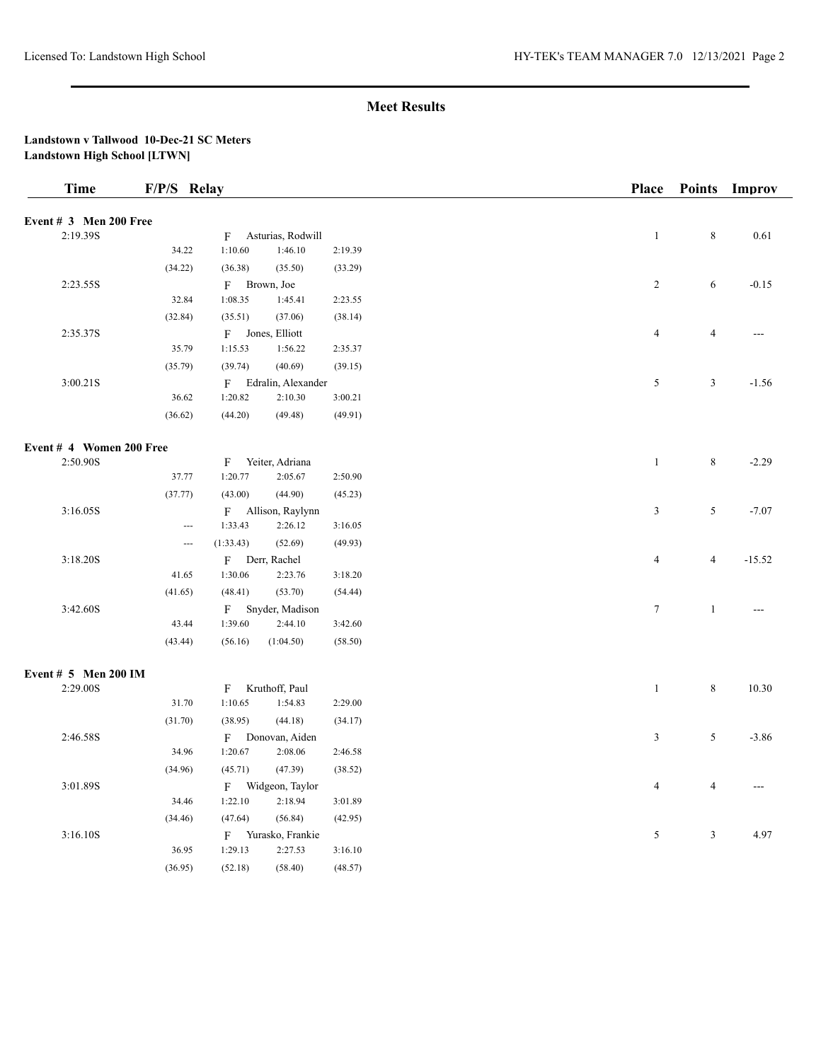## Meet Results

**Landstown v Tallwood 10-Dec-21 SC Meters**
**Landstown High School [LTWN]**

| Time | F/P/S | Relay | | | | Place | Points | Improv |
|---|---|---|---|---|---|---|---|---|
| **Event # 3 Men 200 Free** | | | | | | | | |
| 2:19.39S | | F | Asturias, Rodwill | | | 1 | 8 | 0.61 |
| | 34.22 | 1:10.60 | 1:46.10 | 2:19.39 | | | | |
| | (34.22) | (36.38) | (35.50) | (33.29) | | | | |
| 2:23.55S | | F | Brown, Joe | | | 2 | 6 | -0.15 |
| | 32.84 | 1:08.35 | 1:45.41 | 2:23.55 | | | | |
| | (32.84) | (35.51) | (37.06) | (38.14) | | | | |
| 2:35.37S | | F | Jones, Elliott | | | 4 | 4 | --- |
| | 35.79 | 1:15.53 | 1:56.22 | 2:35.37 | | | | |
| | (35.79) | (39.74) | (40.69) | (39.15) | | | | |
| 3:00.21S | | F | Edralin, Alexander | | | 5 | 3 | -1.56 |
| | 36.62 | 1:20.82 | 2:10.30 | 3:00.21 | | | | |
| | (36.62) | (44.20) | (49.48) | (49.91) | | | | |
| **Event # 4 Women 200 Free** | | | | | | | | |
| 2:50.90S | | F | Yeiter, Adriana | | | 1 | 8 | -2.29 |
| | 37.77 | 1:20.77 | 2:05.67 | 2:50.90 | | | | |
| | (37.77) | (43.00) | (44.90) | (45.23) | | | | |
| 3:16.05S | | F | Allison, Raylynn | | | 3 | 5 | -7.07 |
| | --- | 1:33.43 | 2:26.12 | 3:16.05 | | | | |
| | --- | (1:33.43) | (52.69) | (49.93) | | | | |
| 3:18.20S | | F | Derr, Rachel | | | 4 | 4 | -15.52 |
| | 41.65 | 1:30.06 | 2:23.76 | 3:18.20 | | | | |
| | (41.65) | (48.41) | (53.70) | (54.44) | | | | |
| 3:42.60S | | F | Snyder, Madison | | | 7 | 1 | --- |
| | 43.44 | 1:39.60 | 2:44.10 | 3:42.60 | | | | |
| | (43.44) | (56.16) | (1:04.50) | (58.50) | | | | |
| **Event # 5 Men 200 IM** | | | | | | | | |
| 2:29.00S | | F | Kruthoff, Paul | | | 1 | 8 | 10.30 |
| | 31.70 | 1:10.65 | 1:54.83 | 2:29.00 | | | | |
| | (31.70) | (38.95) | (44.18) | (34.17) | | | | |
| 2:46.58S | | F | Donovan, Aiden | | | 3 | 5 | -3.86 |
| | 34.96 | 1:20.67 | 2:08.06 | 2:46.58 | | | | |
| | (34.96) | (45.71) | (47.39) | (38.52) | | | | |
| 3:01.89S | | F | Widgeon, Taylor | | | 4 | 4 | --- |
| | 34.46 | 1:22.10 | 2:18.94 | 3:01.89 | | | | |
| | (34.46) | (47.64) | (56.84) | (42.95) | | | | |
| 3:16.10S | | F | Yurasko, Frankie | | | 5 | 3 | 4.97 |
| | 36.95 | 1:29.13 | 2:27.53 | 3:16.10 | | | | |
| | (36.95) | (52.18) | (58.40) | (48.57) | | | | |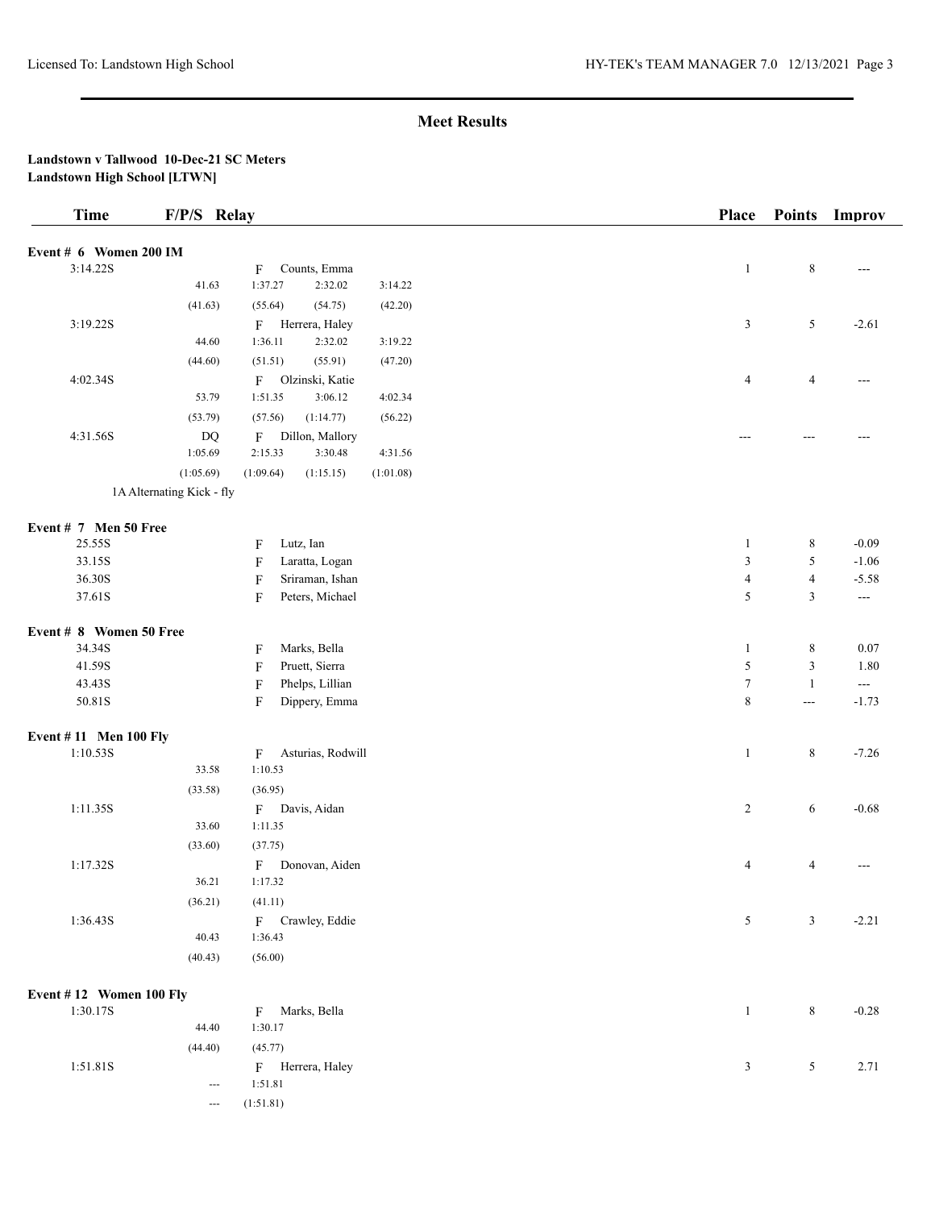## Meet Results

**Landstown v Tallwood 10-Dec-21 SC Meters**
**Landstown High School [LTWN]**

| Time | F/P/S | Relay | | | Place | Points | Improv |
|---|---|---|---|---|---|---|---|
| **Event # 6 Women 200 IM** | | | | | | | |
| 3:14.22S | | F Counts, Emma | | | 1 | 8 | --- |
| | 41.63 | 1:37.27 | 2:32.02 | 3:14.22 | | | |
| | (41.63) | (55.64) | (54.75) | (42.20) | | | |
| 3:19.22S | | F Herrera, Haley | | | 3 | 5 | -2.61 |
| | 44.60 | 1:36.11 | 2:32.02 | 3:19.22 | | | |
| | (44.60) | (51.51) | (55.91) | (47.20) | | | |
| 4:02.34S | | F Olzinski, Katie | | | 4 | 4 | --- |
| | 53.79 | 1:51.35 | 3:06.12 | 4:02.34 | | | |
| | (53.79) | (57.56) | (1:14.77) | (56.22) | | | |
| 4:31.56S | DQ | F Dillon, Mallory | | | --- | --- | --- |
| | 1:05.69 | 2:15.33 | 3:30.48 | 4:31.56 | | | |
| | (1:05.69) | (1:09.64) | (1:15.15) | (1:01.08) | | | |
| | 1A Alternating Kick - fly | | | | | | |
| **Event # 7 Men 50 Free** | | | | | | | |
| 25.55S | | F Lutz, Ian | | | 1 | 8 | -0.09 |
| 33.15S | | F Laratta, Logan | | | 3 | 5 | -1.06 |
| 36.30S | | F Sriraman, Ishan | | | 4 | 4 | -5.58 |
| 37.61S | | F Peters, Michael | | | 5 | 3 | --- |
| **Event # 8 Women 50 Free** | | | | | | | |
| 34.34S | | F Marks, Bella | | | 1 | 8 | 0.07 |
| 41.59S | | F Pruett, Sierra | | | 5 | 3 | 1.80 |
| 43.43S | | F Phelps, Lillian | | | 7 | 1 | --- |
| 50.81S | | F Dippery, Emma | | | 8 | --- | -1.73 |
| **Event # 11 Men 100 Fly** | | | | | | | |
| 1:10.53S | | F Asturias, Rodwill | | | 1 | 8 | -7.26 |
| | 33.58 | 1:10.53 | | | | | |
| | (33.58) | (36.95) | | | | | |
| 1:11.35S | | F Davis, Aidan | | | 2 | 6 | -0.68 |
| | 33.60 | 1:11.35 | | | | | |
| | (33.60) | (37.75) | | | | | |
| 1:17.32S | | F Donovan, Aiden | | | 4 | 4 | --- |
| | 36.21 | 1:17.32 | | | | | |
| | (36.21) | (41.11) | | | | | |
| 1:36.43S | | F Crawley, Eddie | | | 5 | 3 | -2.21 |
| | 40.43 | 1:36.43 | | | | | |
| | (40.43) | (56.00) | | | | | |
| **Event # 12 Women 100 Fly** | | | | | | | |
| 1:30.17S | | F Marks, Bella | | | 1 | 8 | -0.28 |
| | 44.40 | 1:30.17 | | | | | |
| | (44.40) | (45.77) | | | | | |
| 1:51.81S | | F Herrera, Haley | | | 3 | 5 | 2.71 |
| | --- | 1:51.81 | | | | | |
| | --- | (1:51.81) | | | | | |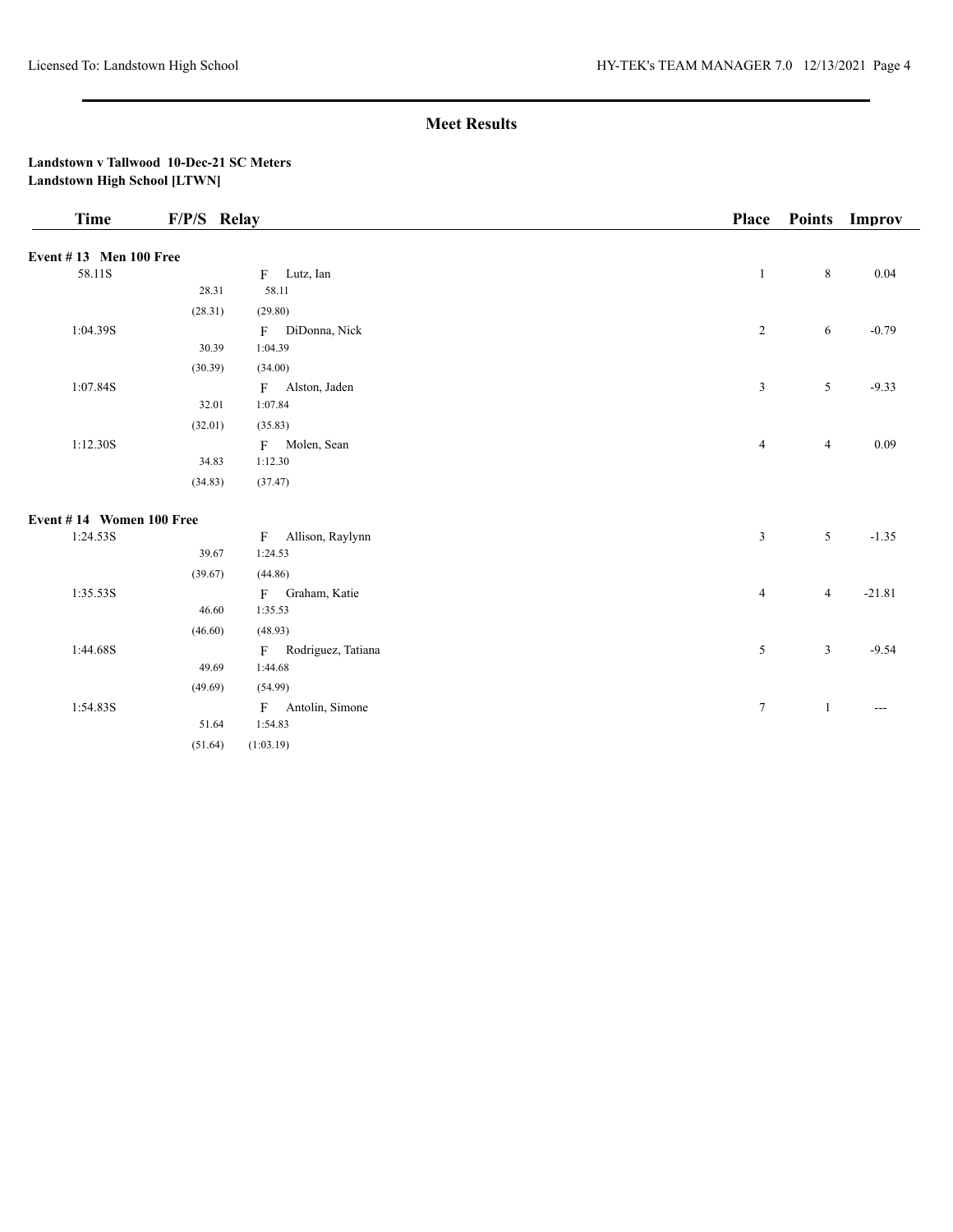## Meet Results

**Landstown v Tallwood 10-Dec-21 SC Meters**
**Landstown High School [LTWN]**

| Time | F/P/S | Relay | Place | Points | Improv |
|---|---|---|---|---|---|
| **Event # 13 Men 100 Free** | | | | | |
| 58.11S | | F Lutz, Ian | 1 | 8 | 0.04 |
| | 28.31 | 58.11 | | | |
| | (28.31) | (29.80) | | | |
| 1:04.39S | | F DiDonna, Nick | 2 | 6 | -0.79 |
| | 30.39 | 1:04.39 | | | |
| | (30.39) | (34.00) | | | |
| 1:07.84S | | F Alston, Jaden | 3 | 5 | -9.33 |
| | 32.01 | 1:07.84 | | | |
| | (32.01) | (35.83) | | | |
| 1:12.30S | | F Molen, Sean | 4 | 4 | 0.09 |
| | 34.83 | 1:12.30 | | | |
| | (34.83) | (37.47) | | | |
| **Event # 14 Women 100 Free** | | | | | |
| 1:24.53S | | F Allison, Raylynn | 3 | 5 | -1.35 |
| | 39.67 | 1:24.53 | | | |
| | (39.67) | (44.86) | | | |
| 1:35.53S | | F Graham, Katie | 4 | 4 | -21.81 |
| | 46.60 | 1:35.53 | | | |
| | (46.60) | (48.93) | | | |
| 1:44.68S | | F Rodriguez, Tatiana | 5 | 3 | -9.54 |
| | 49.69 | 1:44.68 | | | |
| | (49.69) | (54.99) | | | |
| 1:54.83S | | F Antolin, Simone | 7 | 1 | --- |
| | 51.64 | 1:54.83 | | | |
| | (51.64) | (1:03.19) | | | |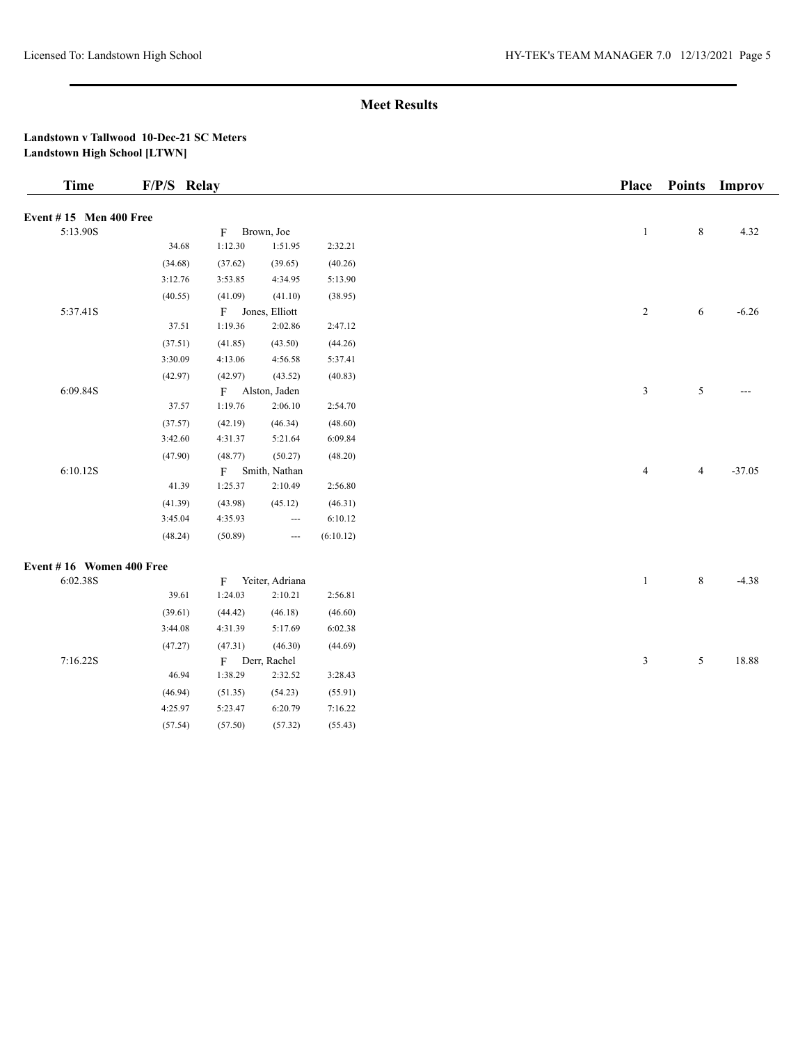## Meet Results

**Landstown v Tallwood 10-Dec-21 SC Meters**
**Landstown High School [LTWN]**

| Time | F/P/S | Relay | | | Place | Points | Improv |
|---|---|---|---|---|---|---|---|
| **Event # 15 Men 400 Free** | | | | | | | |
| 5:13.90S | | F Brown, Joe | | | 1 | 8 | 4.32 |
| | 34.68 | 1:12.30 | 1:51.95 | 2:32.21 | | | |
| | (34.68) | (37.62) | (39.65) | (40.26) | | | |
| | 3:12.76 | 3:53.85 | 4:34.95 | 5:13.90 | | | |
| | (40.55) | (41.09) | (41.10) | (38.95) | | | |
| 5:37.41S | | F Jones, Elliott | | | 2 | 6 | -6.26 |
| | 37.51 | 1:19.36 | 2:02.86 | 2:47.12 | | | |
| | (37.51) | (41.85) | (43.50) | (44.26) | | | |
| | 3:30.09 | 4:13.06 | 4:56.58 | 5:37.41 | | | |
| | (42.97) | (42.97) | (43.52) | (40.83) | | | |
| 6:09.84S | | F Alston, Jaden | | | 3 | 5 | --- |
| | 37.57 | 1:19.76 | 2:06.10 | 2:54.70 | | | |
| | (37.57) | (42.19) | (46.34) | (48.60) | | | |
| | 3:42.60 | 4:31.37 | 5:21.64 | 6:09.84 | | | |
| | (47.90) | (48.77) | (50.27) | (48.20) | | | |
| 6:10.12S | | F Smith, Nathan | | | 4 | 4 | -37.05 |
| | 41.39 | 1:25.37 | 2:10.49 | 2:56.80 | | | |
| | (41.39) | (43.98) | (45.12) | (46.31) | | | |
| | 3:45.04 | 4:35.93 | --- | 6:10.12 | | | |
| | (48.24) | (50.89) | --- | (6:10.12) | | | |
| **Event # 16 Women 400 Free** | | | | | | | |
| 6:02.38S | | F Yeiter, Adriana | | | 1 | 8 | -4.38 |
| | 39.61 | 1:24.03 | 2:10.21 | 2:56.81 | | | |
| | (39.61) | (44.42) | (46.18) | (46.60) | | | |
| | 3:44.08 | 4:31.39 | 5:17.69 | 6:02.38 | | | |
| | (47.27) | (47.31) | (46.30) | (44.69) | | | |
| 7:16.22S | | F Derr, Rachel | | | 3 | 5 | 18.88 |
| | 46.94 | 1:38.29 | 2:32.52 | 3:28.43 | | | |
| | (46.94) | (51.35) | (54.23) | (55.91) | | | |
| | 4:25.97 | 5:23.47 | 6:20.79 | 7:16.22 | | | |
| | (57.54) | (57.50) | (57.32) | (55.43) | | | |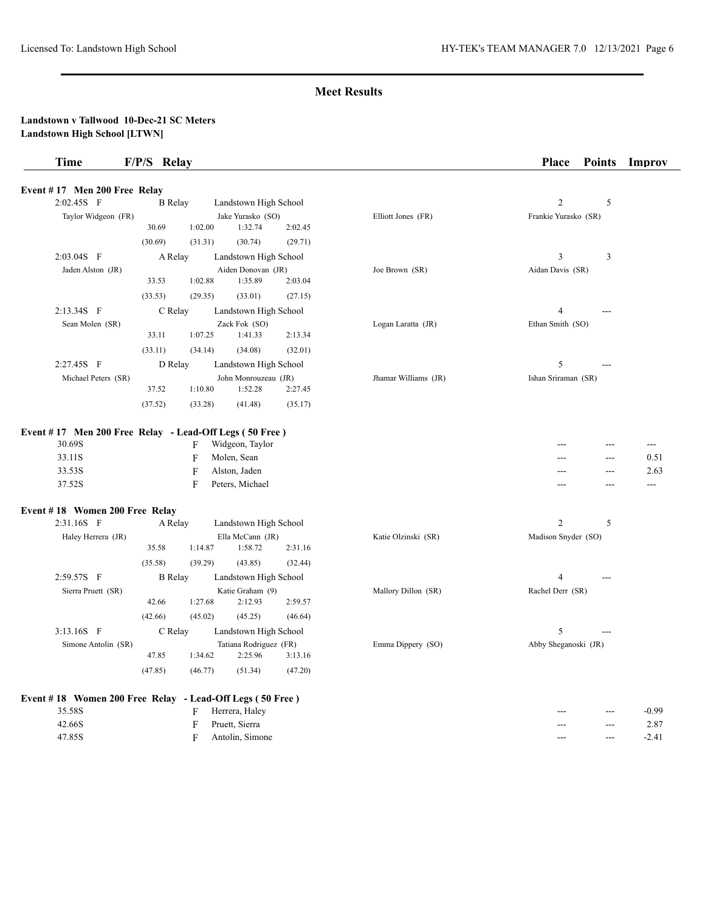## Meet Results

**Landstown v Tallwood 10-Dec-21 SC Meters**
**Landstown High School [LTWN]**

| Time | F/P/S | Relay | | Place | Points | Improv |
|---|---|---|---|---|---|---|

### Event # 17 Men 200 Free Relay

| Time | F/P/S | Relay | Team | Place | Points |
|---|---|---|---|---|---|
| 2:02.45S | F | B Relay | Landstown High School | 2 | 5 |

Taylor Widgeon (FR), Jake Yurasko (SO), Elliott Jones (FR), Frankie Yurasko (SR)
30.69, 1:02.00, 1:32.74, 2:02.45
(30.69), (31.31), (30.74), (29.71)

| Time | F/P/S | Relay | Team | Place | Points |
|---|---|---|---|---|---|
| 2:03.04S | F | A Relay | Landstown High School | 3 | 3 |

Jaden Alston (JR), Aiden Donovan (JR), Joe Brown (SR), Aidan Davis (SR)
33.53, 1:02.88, 1:35.89, 2:03.04
(33.53), (29.35), (33.01), (27.15)

| Time | F/P/S | Relay | Team | Place | Points |
|---|---|---|---|---|---|
| 2:13.34S | F | C Relay | Landstown High School | 4 | --- |

Sean Molen (SR), Zack Fok (SO), Logan Laratta (JR), Ethan Smith (SO)
33.11, 1:07.25, 1:41.33, 2:13.34
(33.11), (34.14), (34.08), (32.01)

| Time | F/P/S | Relay | Team | Place | Points |
|---|---|---|---|---|---|
| 2:27.45S | F | D Relay | Landstown High School | 5 | --- |

Michael Peters (SR), John Monrouzeau (JR), Jhamar Williams (JR), Ishan Sriraman (SR)
37.52, 1:10.80, 1:52.28, 2:27.45
(37.52), (33.28), (41.48), (35.17)

### Event # 17 Men 200 Free Relay - Lead-Off Legs ( 50 Free )

| Time | F/P/S | Name | Place | Points | Improv |
|---|---|---|---|---|---|
| 30.69S | F | Widgeon, Taylor | --- | --- | --- |
| 33.11S | F | Molen, Sean | --- | --- | 0.51 |
| 33.53S | F | Alston, Jaden | --- | --- | 2.63 |
| 37.52S | F | Peters, Michael | --- | --- | --- |

### Event # 18 Women 200 Free Relay

| Time | F/P/S | Relay | Team | Place | Points |
|---|---|---|---|---|---|
| 2:31.16S | F | A Relay | Landstown High School | 2 | 5 |

Haley Herrera (JR), Ella McCann (JR), Katie Olzinski (SR), Madison Snyder (SO)
35.58, 1:14.87, 1:58.72, 2:31.16
(35.58), (39.29), (43.85), (32.44)

| Time | F/P/S | Relay | Team | Place | Points |
|---|---|---|---|---|---|
| 2:59.57S | F | B Relay | Landstown High School | 4 | --- |

Sierra Pruett (SR), Katie Graham (9), Mallory Dillon (SR), Rachel Derr (SR)
42.66, 1:27.68, 2:12.93, 2:59.57
(42.66), (45.02), (45.25), (46.64)

| Time | F/P/S | Relay | Team | Place | Points |
|---|---|---|---|---|---|
| 3:13.16S | F | C Relay | Landstown High School | 5 | --- |

Simone Antolin (SR), Tatiana Rodriguez (FR), Emma Dippery (SO), Abby Sheganoski (JR)
47.85, 1:34.62, 2:25.96, 3:13.16
(47.85), (46.77), (51.34), (47.20)

### Event # 18 Women 200 Free Relay - Lead-Off Legs ( 50 Free )

| Time | F/P/S | Name | Place | Points | Improv |
|---|---|---|---|---|---|
| 35.58S | F | Herrera, Haley | --- | --- | -0.99 |
| 42.66S | F | Pruett, Sierra | --- | --- | 2.87 |
| 47.85S | F | Antolin, Simone | --- | --- | -2.41 |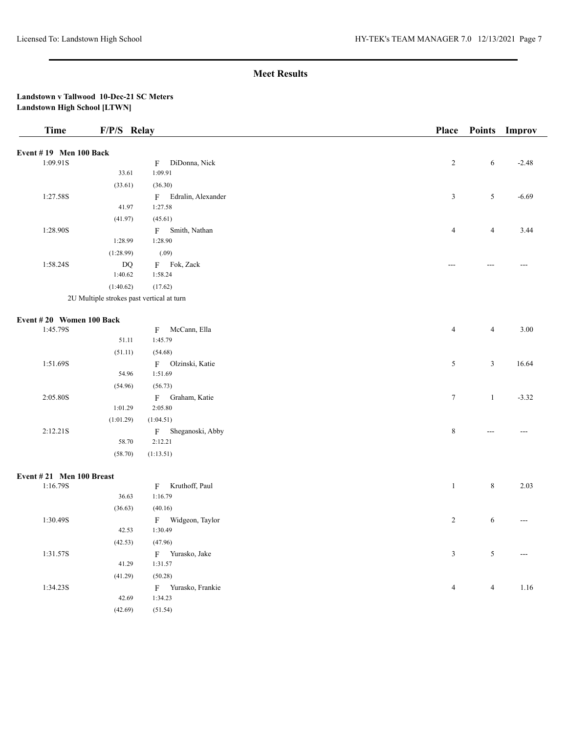## Meet Results

**Landstown v Tallwood 10-Dec-21 SC Meters**
**Landstown High School [LTWN]**

| Time | F/P/S | Relay | Place | Points | Improv |
|---|---|---|---|---|---|
| **Event # 19 Men 100 Back** | | | | | |
| 1:09.91S | | F DiDonna, Nick | 2 | 6 | -2.48 |
| | 33.61 | 1:09.91 | | | |
| | (33.61) | (36.30) | | | |
| 1:27.58S | | F Edralin, Alexander | 3 | 5 | -6.69 |
| | 41.97 | 1:27.58 | | | |
| | (41.97) | (45.61) | | | |
| 1:28.90S | | F Smith, Nathan | 4 | 4 | 3.44 |
| | 1:28.99 | 1:28.90 | | | |
| | (1:28.99) | (.09) | | | |
| 1:58.24S | DQ | F Fok, Zack | --- | --- | --- |
| | 1:40.62 | 1:58.24 | | | |
| | (1:40.62) | (17.62) | | | |
| | 2U Multiple strokes past vertical at turn | | | | |
| **Event # 20 Women 100 Back** | | | | | |
| 1:45.79S | | F McCann, Ella | 4 | 4 | 3.00 |
| | 51.11 | 1:45.79 | | | |
| | (51.11) | (54.68) | | | |
| 1:51.69S | | F Olzinski, Katie | 5 | 3 | 16.64 |
| | 54.96 | 1:51.69 | | | |
| | (54.96) | (56.73) | | | |
| 2:05.80S | | F Graham, Katie | 7 | 1 | -3.32 |
| | 1:01.29 | 2:05.80 | | | |
| | (1:01.29) | (1:04.51) | | | |
| 2:12.21S | | F Sheganoski, Abby | 8 | --- | --- |
| | 58.70 | 2:12.21 | | | |
| | (58.70) | (1:13.51) | | | |
| **Event # 21 Men 100 Breast** | | | | | |
| 1:16.79S | | F Kruthoff, Paul | 1 | 8 | 2.03 |
| | 36.63 | 1:16.79 | | | |
| | (36.63) | (40.16) | | | |
| 1:30.49S | | F Widgeon, Taylor | 2 | 6 | --- |
| | 42.53 | 1:30.49 | | | |
| | (42.53) | (47.96) | | | |
| 1:31.57S | | F Yurasko, Jake | 3 | 5 | --- |
| | 41.29 | 1:31.57 | | | |
| | (41.29) | (50.28) | | | |
| 1:34.23S | | F Yurasko, Frankie | 4 | 4 | 1.16 |
| | 42.69 | 1:34.23 | | | |
| | (42.69) | (51.54) | | | |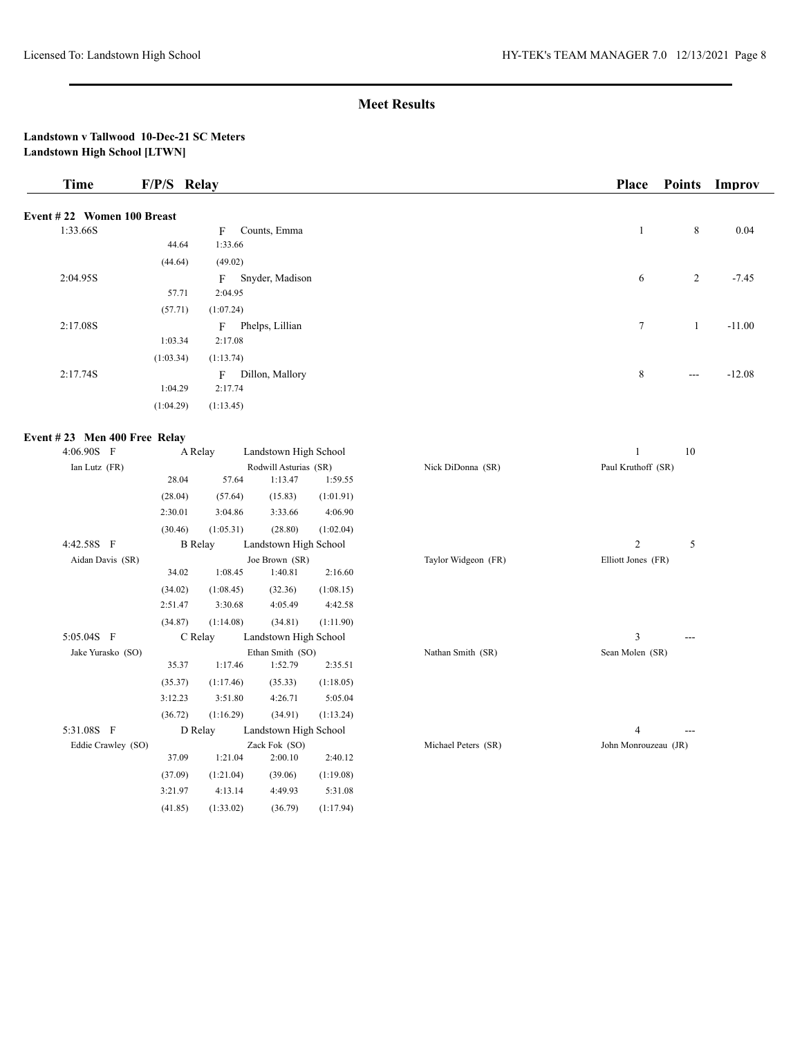## Meet Results

**Landstown v Tallwood 10-Dec-21 SC Meters**
**Landstown High School [LTWN]**

| Time | F/P/S | Relay | Place | Points | Improv |
|---|---|---|---|---|---|

**Event # 22 Women 100 Breast**

| Time | Splits | | Swimmer | Place | Points | Improv |
|---|---|---|---|---|---|---|
| 1:33.66S | | F | Counts, Emma | 1 | 8 | 0.04 |
| | 44.64 | 1:33.66 | | | | |
| | (44.64) | (49.02) | | | | |
| 2:04.95S | | F | Snyder, Madison | 6 | 2 | -7.45 |
| | 57.71 | 2:04.95 | | | | |
| | (57.71) | (1:07.24) | | | | |
| 2:17.08S | | F | Phelps, Lillian | 7 | 1 | -11.00 |
| | 1:03.34 | 2:17.08 | | | | |
| | (1:03.34) | (1:13.74) | | | | |
| 2:17.74S | | F | Dillon, Mallory | 8 | --- | -12.08 |
| | 1:04.29 | 2:17.74 | | | | |
| | (1:04.29) | (1:13.45) | | | | |

**Event # 23 Men 400 Free Relay**

4:06.90S F — A Relay — Landstown High School — Place 1 — Points 10

Ian Lutz (FR), Rodwill Asturias (SR), Nick DiDonna (SR), Paul Kruthoff (SR)

| | | | |
|---|---|---|---|
| 28.04 | 57.64 | 1:13.47 | 1:59.55 |
| (28.04) | (57.64) | (15.83) | (1:01.91) |
| 2:30.01 | 3:04.86 | 3:33.66 | 4:06.90 |
| (30.46) | (1:05.31) | (28.80) | (1:02.04) |

4:42.58S F — B Relay — Landstown High School — Place 2 — Points 5

Aidan Davis (SR), Joe Brown (SR), Taylor Widgeon (FR), Elliott Jones (FR)

| | | | |
|---|---|---|---|
| 34.02 | 1:08.45 | 1:40.81 | 2:16.60 |
| (34.02) | (1:08.45) | (32.36) | (1:08.15) |
| 2:51.47 | 3:30.68 | 4:05.49 | 4:42.58 |
| (34.87) | (1:14.08) | (34.81) | (1:11.90) |

5:05.04S F — C Relay — Landstown High School — Place 3 — Points ---

Jake Yurasko (SO), Ethan Smith (SO), Nathan Smith (SR), Sean Molen (SR)

| | | | |
|---|---|---|---|
| 35.37 | 1:17.46 | 1:52.79 | 2:35.51 |
| (35.37) | (1:17.46) | (35.33) | (1:18.05) |
| 3:12.23 | 3:51.80 | 4:26.71 | 5:05.04 |
| (36.72) | (1:16.29) | (34.91) | (1:13.24) |

5:31.08S F — D Relay — Landstown High School — Place 4 — Points ---

Eddie Crawley (SO), Zack Fok (SO), Michael Peters (SR), John Monrouzeau (JR)

| | | | |
|---|---|---|---|
| 37.09 | 1:21.04 | 2:00.10 | 2:40.12 |
| (37.09) | (1:21.04) | (39.06) | (1:19.08) |
| 3:21.97 | 4:13.14 | 4:49.93 | 5:31.08 |
| (41.85) | (1:33.02) | (36.79) | (1:17.94) |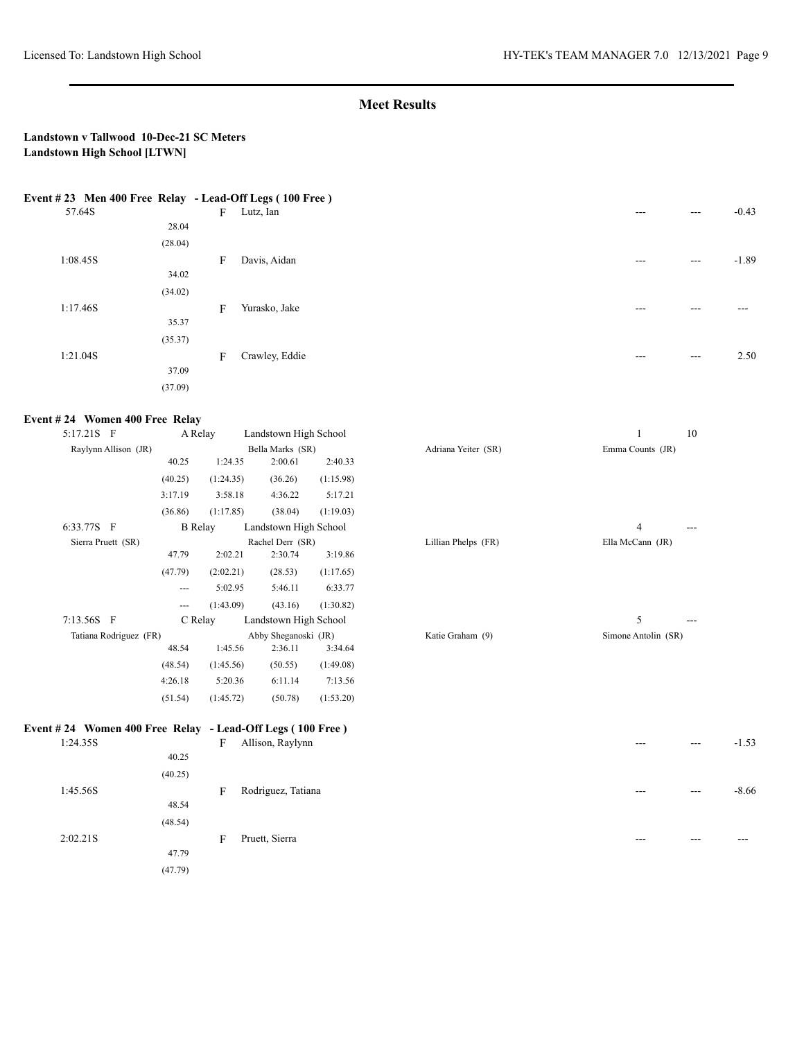## Meet Results

**Landstown v Tallwood 10-Dec-21 SC Meters**
**Landstown High School [LTWN]**

**Event # 23 Men 400 Free Relay - Lead-Off Legs ( 100 Free )**

| | | | | | | |
|---|---|---|---|---|---|---|
| 57.64S | F | Lutz, Ian | --- | --- | -0.43 |
| 28.04 (28.04) | | | | | |
| 1:08.45S | F | Davis, Aidan | --- | --- | -1.89 |
| 34.02 (34.02) | | | | | |
| 1:17.46S | F | Yurasko, Jake | --- | --- | --- |
| 35.37 (35.37) | | | | | |
| 1:21.04S | F | Crawley, Eddie | --- | --- | 2.50 |
| 37.09 (37.09) | | | | | |

**Event # 24 Women 400 Free Relay**

5:17.21S F A Relay Landstown High School 1 10
Raylynn Allison (JR) Bella Marks (SR) Adriana Yeiter (SR) Emma Counts (JR)

| | | | |
|---|---|---|---|
| 40.25 | 1:24.35 | 2:00.61 | 2:40.33 |
| (40.25) | (1:24.35) | (36.26) | (1:15.98) |
| 3:17.19 | 3:58.18 | 4:36.22 | 5:17.21 |
| (36.86) | (1:17.85) | (38.04) | (1:19.03) |

6:33.77S F B Relay Landstown High School 4 ---
Sierra Pruett (SR) Rachel Derr (SR) Lillian Phelps (FR) Ella McCann (JR)

| | | | |
|---|---|---|---|
| 47.79 | 2:02.21 | 2:30.74 | 3:19.86 |
| (47.79) | (2:02.21) | (28.53) | (1:17.65) |
| --- | 5:02.95 | 5:46.11 | 6:33.77 |
| --- | (1:43.09) | (43.16) | (1:30.82) |

7:13.56S F C Relay Landstown High School 5 ---
Tatiana Rodriguez (FR) Abby Sheganoski (JR) Katie Graham (9) Simone Antolin (SR)

| | | | |
|---|---|---|---|
| 48.54 | 1:45.56 | 2:36.11 | 3:34.64 |
| (48.54) | (1:45.56) | (50.55) | (1:49.08) |
| 4:26.18 | 5:20.36 | 6:11.14 | 7:13.56 |
| (51.54) | (1:45.72) | (50.78) | (1:53.20) |

**Event # 24 Women 400 Free Relay - Lead-Off Legs ( 100 Free )**

| | | | | | |
|---|---|---|---|---|---|
| 1:24.35S | F | Allison, Raylynn | --- | --- | -1.53 |
| 40.25 (40.25) | | | | | |
| 1:45.56S | F | Rodriguez, Tatiana | --- | --- | -8.66 |
| 48.54 (48.54) | | | | | |
| 2:02.21S | F | Pruett, Sierra | --- | --- | --- |
| 47.79 (47.79) | | | | | |